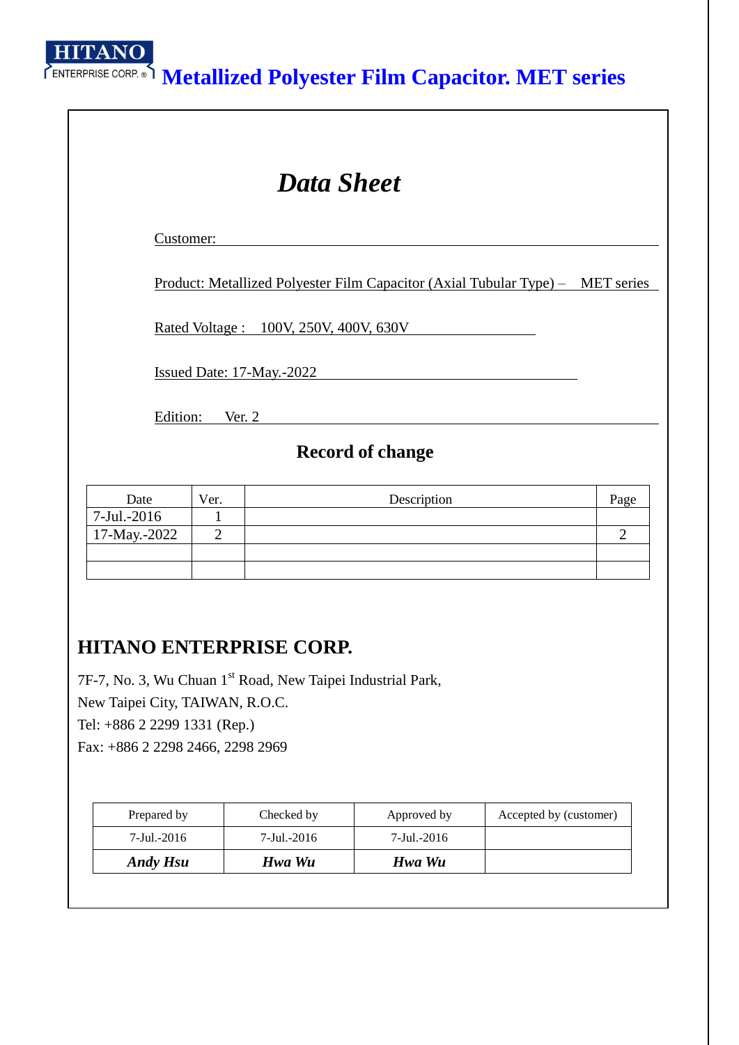HITANO ENTERPRISE CORP. ®

# Metallized Polyester Film Capacitor. MET series

## *Data Sheet*

Customer:

Product: Metallized Polyester Film Capacitor (Axial Tubular Type) – MET series

Rated Voltage : 100V, 250V, 400V, 630V

Issued Date: 17-May.-2022

Edition: Ver. 2

### Record of change

| Date | Ver. | Description | Page |
|---|---|---|---|
| 7-Jul.-2016 | 1 | | |
| 17-May.-2022 | 2 | | 2 |
| | | | |
| | | | |

## HITANO ENTERPRISE CORP.

7F-7, No. 3, Wu Chuan 1st Road, New Taipei Industrial Park,
New Taipei City, TAIWAN, R.O.C.
Tel: +886 2 2299 1331 (Rep.)
Fax: +886 2 2298 2466, 2298 2969

| Prepared by | Checked by | Approved by | Accepted by (customer) |
|---|---|---|---|
| 7-Jul.-2016 | 7-Jul.-2016 | 7-Jul.-2016 | |
| ***Andy Hsu*** | ***Hwa Wu*** | ***Hwa Wu*** | |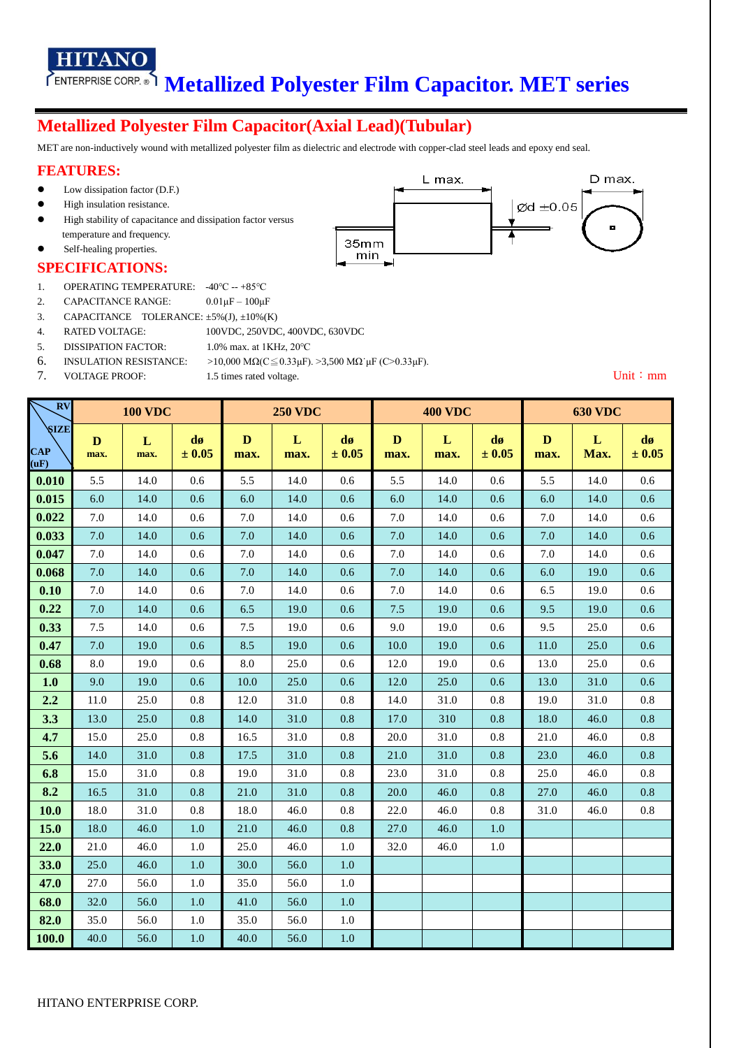**HITANO** ENTERPRISE CORP.® **Metallized Polyester Film Capacitor. MET series**

## Metallized Polyester Film Capacitor(Axial Lead)(Tubular)

MET are non-inductively wound with metallized polyester film as dielectric and electrode with copper-clad steel leads and epoxy end seal.

### FEATURES:

- Low dissipation factor (D.F.)
- High insulation resistance.
- High stability of capacitance and dissipation factor versus temperature and frequency.
- Self-healing properties.

L max.

D max.

Ød ±0.05

35mm min

### SPECIFICATIONS:

1. OPERATING TEMPERATURE: -40°C -- +85°C
2. CAPACITANCE RANGE: 0.01µF – 100µF
3. CAPACITANCE TOLERANCE: ±5%(J), ±10%(K)
4. RATED VOLTAGE: 100VDC, 250VDC, 400VDC, 630VDC
5. DISSIPATION FACTOR: 1.0% max. at 1KHz, 20°C
6. INSULATION RESISTANCE: >10,000 MΩ(C≦0.33µF). >3,500 MΩ˙µF (C>0.33µF).
7. VOLTAGE PROOF: 1.5 times rated voltage.

Unit：mm

| RV / SIZE / CAP (uF) | 100 VDC | | | 250 VDC | | | 400 VDC | | | 630 VDC | | |
|---|---|---|---|---|---|---|---|---|---|---|---|---|
| | D max. | L max. | dø ± 0.05 | D max. | L max. | dø ± 0.05 | D max. | L max. | dø ± 0.05 | D max. | L Max. | dø ± 0.05 |
| 0.010 | 5.5 | 14.0 | 0.6 | 5.5 | 14.0 | 0.6 | 5.5 | 14.0 | 0.6 | 5.5 | 14.0 | 0.6 |
| 0.015 | 6.0 | 14.0 | 0.6 | 6.0 | 14.0 | 0.6 | 6.0 | 14.0 | 0.6 | 6.0 | 14.0 | 0.6 |
| 0.022 | 7.0 | 14.0 | 0.6 | 7.0 | 14.0 | 0.6 | 7.0 | 14.0 | 0.6 | 7.0 | 14.0 | 0.6 |
| 0.033 | 7.0 | 14.0 | 0.6 | 7.0 | 14.0 | 0.6 | 7.0 | 14.0 | 0.6 | 7.0 | 14.0 | 0.6 |
| 0.047 | 7.0 | 14.0 | 0.6 | 7.0 | 14.0 | 0.6 | 7.0 | 14.0 | 0.6 | 7.0 | 14.0 | 0.6 |
| 0.068 | 7.0 | 14.0 | 0.6 | 7.0 | 14.0 | 0.6 | 7.0 | 14.0 | 0.6 | 6.0 | 19.0 | 0.6 |
| 0.10 | 7.0 | 14.0 | 0.6 | 7.0 | 14.0 | 0.6 | 7.0 | 14.0 | 0.6 | 6.5 | 19.0 | 0.6 |
| 0.22 | 7.0 | 14.0 | 0.6 | 6.5 | 19.0 | 0.6 | 7.5 | 19.0 | 0.6 | 9.5 | 19.0 | 0.6 |
| 0.33 | 7.5 | 14.0 | 0.6 | 7.5 | 19.0 | 0.6 | 9.0 | 19.0 | 0.6 | 9.5 | 25.0 | 0.6 |
| 0.47 | 7.0 | 19.0 | 0.6 | 8.5 | 19.0 | 0.6 | 10.0 | 19.0 | 0.6 | 11.0 | 25.0 | 0.6 |
| 0.68 | 8.0 | 19.0 | 0.6 | 8.0 | 25.0 | 0.6 | 12.0 | 19.0 | 0.6 | 13.0 | 25.0 | 0.6 |
| 1.0 | 9.0 | 19.0 | 0.6 | 10.0 | 25.0 | 0.6 | 12.0 | 25.0 | 0.6 | 13.0 | 31.0 | 0.6 |
| 2.2 | 11.0 | 25.0 | 0.8 | 12.0 | 31.0 | 0.8 | 14.0 | 31.0 | 0.8 | 19.0 | 31.0 | 0.8 |
| 3.3 | 13.0 | 25.0 | 0.8 | 14.0 | 31.0 | 0.8 | 17.0 | 310 | 0.8 | 18.0 | 46.0 | 0.8 |
| 4.7 | 15.0 | 25.0 | 0.8 | 16.5 | 31.0 | 0.8 | 20.0 | 31.0 | 0.8 | 21.0 | 46.0 | 0.8 |
| 5.6 | 14.0 | 31.0 | 0.8 | 17.5 | 31.0 | 0.8 | 21.0 | 31.0 | 0.8 | 23.0 | 46.0 | 0.8 |
| 6.8 | 15.0 | 31.0 | 0.8 | 19.0 | 31.0 | 0.8 | 23.0 | 31.0 | 0.8 | 25.0 | 46.0 | 0.8 |
| 8.2 | 16.5 | 31.0 | 0.8 | 21.0 | 31.0 | 0.8 | 20.0 | 46.0 | 0.8 | 27.0 | 46.0 | 0.8 |
| 10.0 | 18.0 | 31.0 | 0.8 | 18.0 | 46.0 | 0.8 | 22.0 | 46.0 | 0.8 | 31.0 | 46.0 | 0.8 |
| 15.0 | 18.0 | 46.0 | 1.0 | 21.0 | 46.0 | 0.8 | 27.0 | 46.0 | 1.0 | | | |
| 22.0 | 21.0 | 46.0 | 1.0 | 25.0 | 46.0 | 1.0 | 32.0 | 46.0 | 1.0 | | | |
| 33.0 | 25.0 | 46.0 | 1.0 | 30.0 | 56.0 | 1.0 | | | | | | |
| 47.0 | 27.0 | 56.0 | 1.0 | 35.0 | 56.0 | 1.0 | | | | | | |
| 68.0 | 32.0 | 56.0 | 1.0 | 41.0 | 56.0 | 1.0 | | | | | | |
| 82.0 | 35.0 | 56.0 | 1.0 | 35.0 | 56.0 | 1.0 | | | | | | |
| 100.0 | 40.0 | 56.0 | 1.0 | 40.0 | 56.0 | 1.0 | | | | | | |